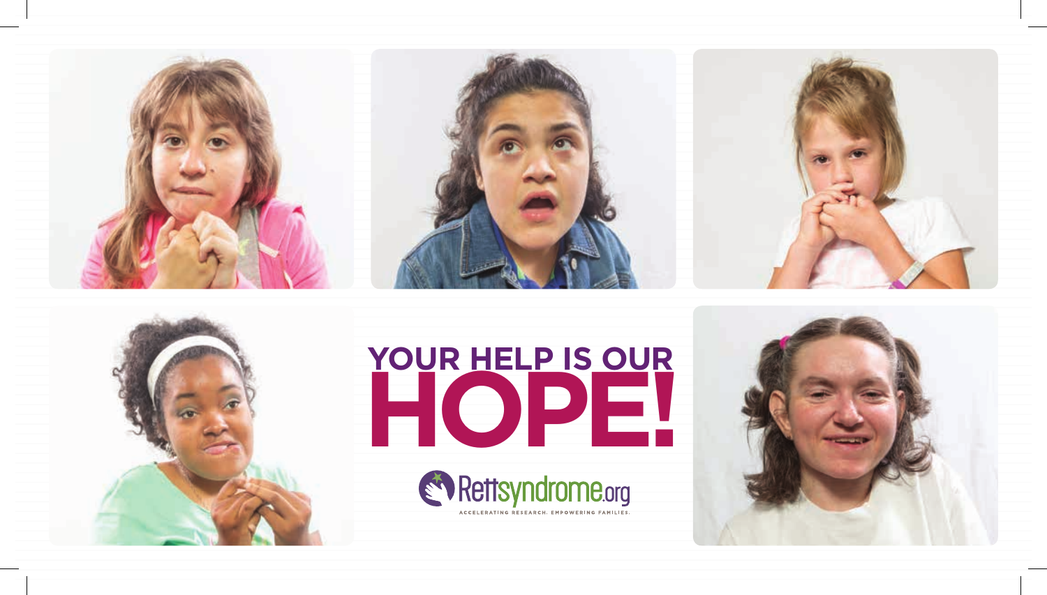# YOUR HELP IS OUR HOPE!

Rettsyndrome.org

ACCELERATING RESEARCH. EMPOWERING FAMILIES.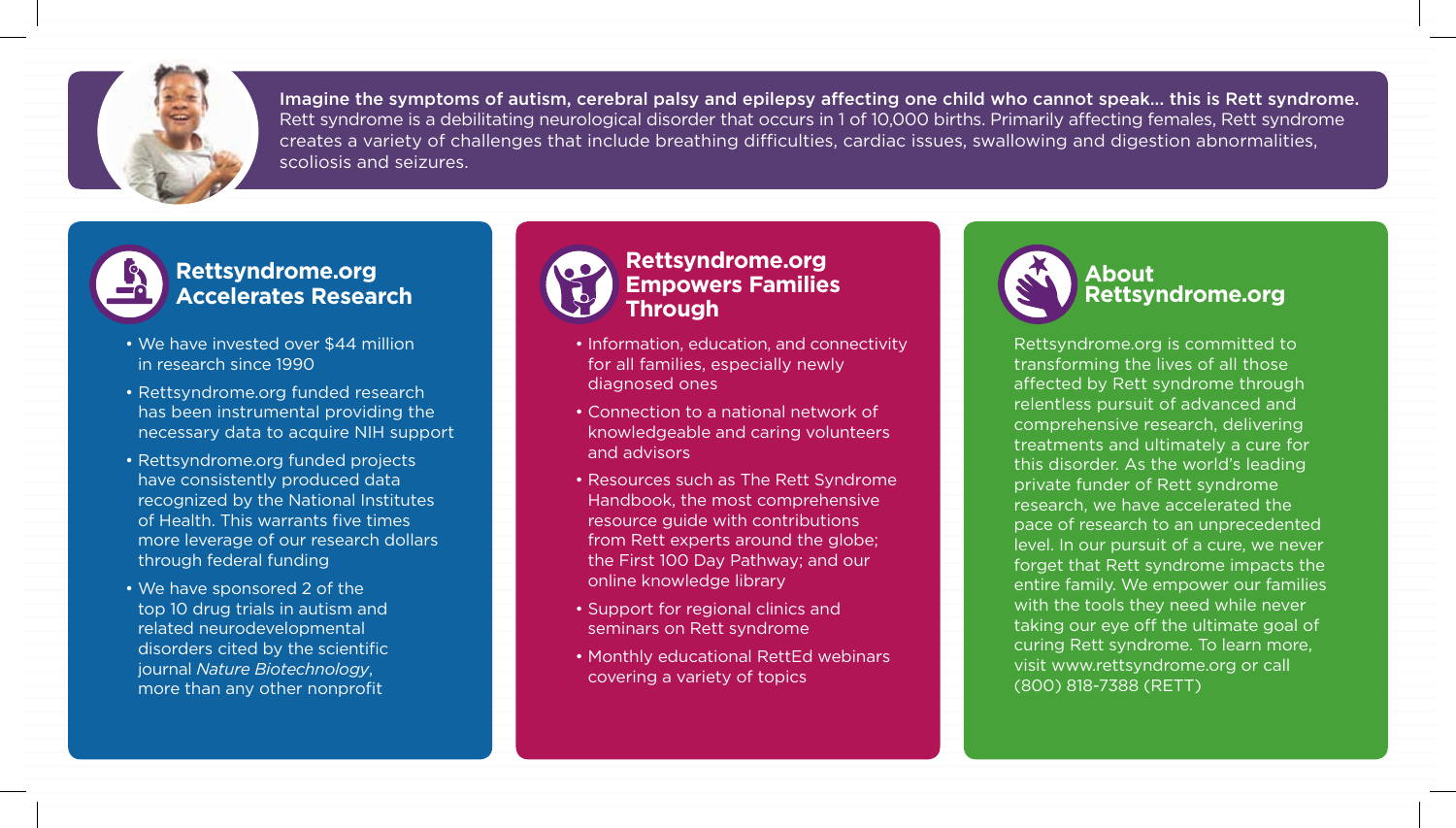**Imagine the symptoms of autism, cerebral palsy and epilepsy affecting one child who cannot speak... this is Rett syndrome.** Rett syndrome is a debilitating neurological disorder that occurs in 1 of 10,000 births. Primarily affecting females, Rett syndrome creates a variety of challenges that include breathing difficulties, cardiac issues, swallowing and digestion abnormalities, scoliosis and seizures.

## Rettsyndrome.org Accelerates Research

- We have invested over $44 million in research since 1990
- Rettsyndrome.org funded research has been instrumental providing the necessary data to acquire NIH support
- Rettsyndrome.org funded projects have consistently produced data recognized by the National Institutes of Health. This warrants five times more leverage of our research dollars through federal funding
- We have sponsored 2 of the top 10 drug trials in autism and related neurodevelopmental disorders cited by the scientific journal *Nature Biotechnology*, more than any other nonprofit

## Rettsyndrome.org Empowers Families Through

- Information, education, and connectivity for all families, especially newly diagnosed ones
- Connection to a national network of knowledgeable and caring volunteers and advisors
- Resources such as The Rett Syndrome Handbook, the most comprehensive resource guide with contributions from Rett experts around the globe; the First 100 Day Pathway; and our online knowledge library
- Support for regional clinics and seminars on Rett syndrome
- Monthly educational RettEd webinars covering a variety of topics

## About Rettsyndrome.org

Rettsyndrome.org is committed to transforming the lives of all those affected by Rett syndrome through relentless pursuit of advanced and comprehensive research, delivering treatments and ultimately a cure for this disorder. As the world's leading private funder of Rett syndrome research, we have accelerated the pace of research to an unprecedented level. In our pursuit of a cure, we never forget that Rett syndrome impacts the entire family. We empower our families with the tools they need while never taking our eye off the ultimate goal of curing Rett syndrome. To learn more, visit www.rettsyndrome.org or call (800) 818-7388 (RETT)